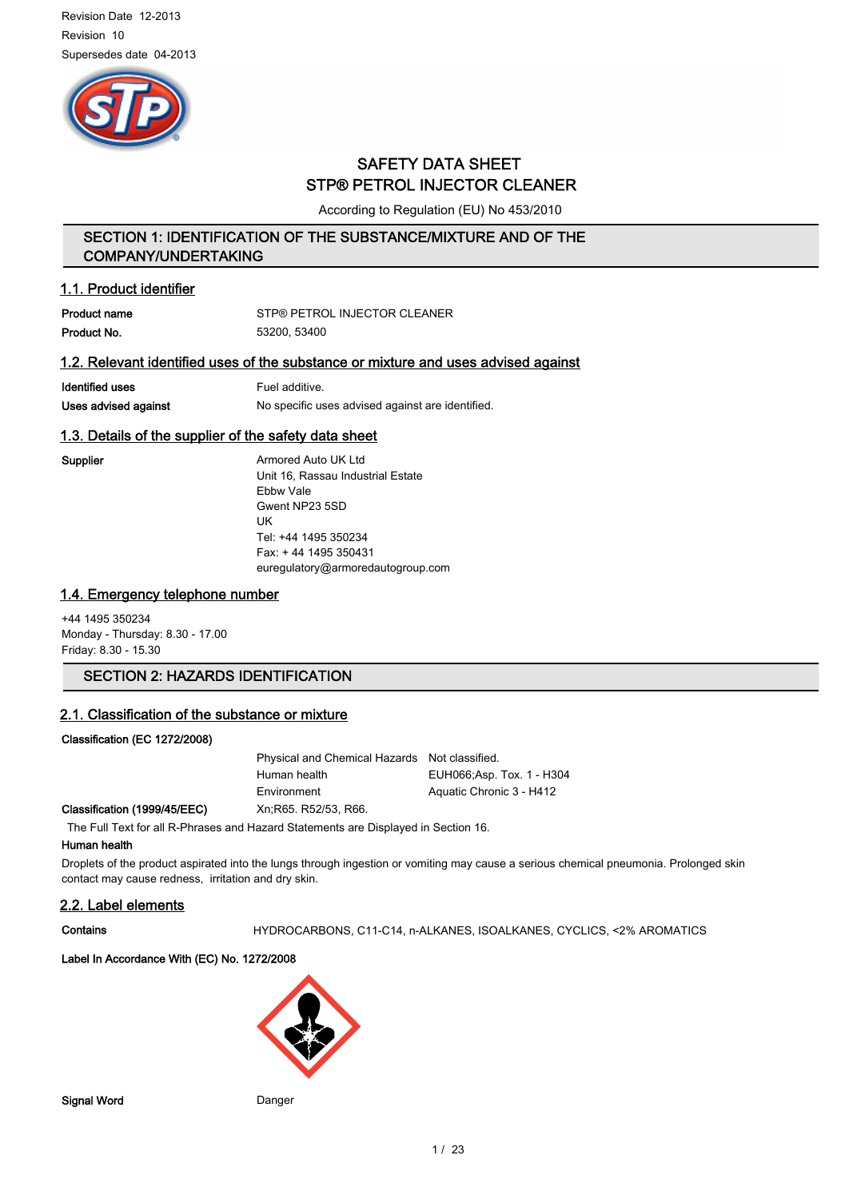Revision Date 12-2013

Revision 10

Supersedes date 04-2013

# SAFETY DATA SHEET
# STP® PETROL INJECTOR CLEANER

According to Regulation (EU) No 453/2010

## SECTION 1: IDENTIFICATION OF THE SUBSTANCE/MIXTURE AND OF THE COMPANY/UNDERTAKING

### 1.1. Product identifier

| | |
|---|---|
| **Product name** | STP® PETROL INJECTOR CLEANER |
| **Product No.** | 53200, 53400 |

### 1.2. Relevant identified uses of the substance or mixture and uses advised against

| | |
|---|---|
| **Identified uses** | Fuel additive. |
| **Uses advised against** | No specific uses advised against are identified. |

### 1.3. Details of the supplier of the safety data sheet

**Supplier**

Armored Auto UK Ltd
Unit 16, Rassau Industrial Estate
Ebbw Vale
Gwent NP23 5SD
UK
Tel: +44 1495 350234
Fax: + 44 1495 350431
euregulatory@armoredautogroup.com

### 1.4. Emergency telephone number

+44 1495 350234
Monday - Thursday: 8.30 - 17.00
Friday: 8.30 - 15.30

## SECTION 2: HAZARDS IDENTIFICATION

### 2.1. Classification of the substance or mixture

**Classification (EC 1272/2008)**

| | |
|---|---|
| Physical and Chemical Hazards | Not classified. |
| Human health | EUH066;Asp. Tox. 1 - H304 |
| Environment | Aquatic Chronic 3 - H412 |

**Classification (1999/45/EEC)** Xn;R65. R52/53, R66.

The Full Text for all R-Phrases and Hazard Statements are Displayed in Section 16.

**Human health**

Droplets of the product aspirated into the lungs through ingestion or vomiting may cause a serious chemical pneumonia. Prolonged skin contact may cause redness, irritation and dry skin.

### 2.2. Label elements

**Contains** HYDROCARBONS, C11-C14, n-ALKANES, ISOALKANES, CYCLICS, <2% AROMATICS

**Label In Accordance With (EC) No. 1272/2008**

**Signal Word** Danger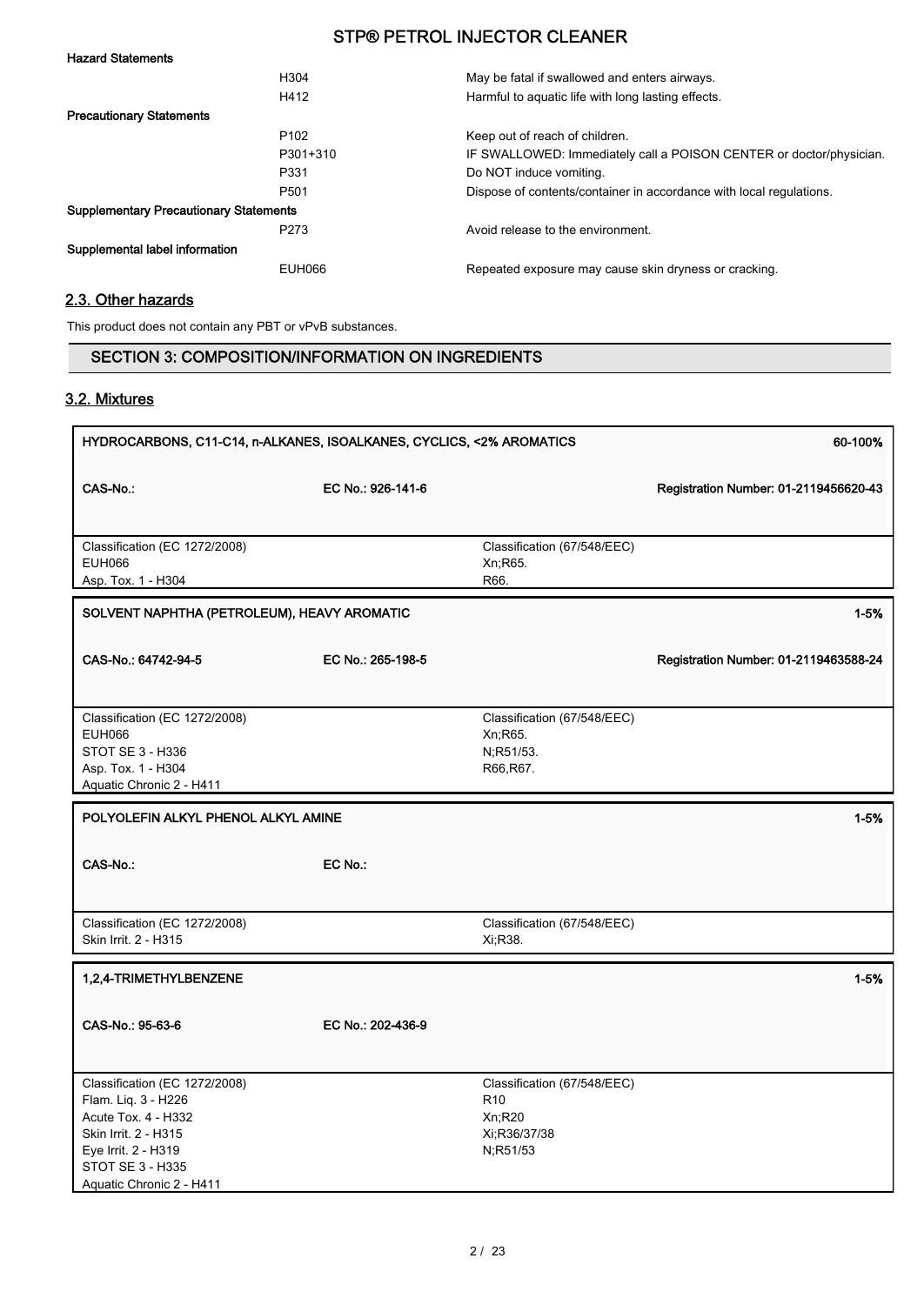**Hazard Statements**

| | |
|---|---|
| H304 | May be fatal if swallowed and enters airways. |
| H412 | Harmful to aquatic life with long lasting effects. |

**Precautionary Statements**

| | |
|---|---|
| P102 | Keep out of reach of children. |
| P301+310 | IF SWALLOWED: Immediately call a POISON CENTER or doctor/physician. |
| P331 | Do NOT induce vomiting. |
| P501 | Dispose of contents/container in accordance with local regulations. |

**Supplementary Precautionary Statements**

| | |
|---|---|
| P273 | Avoid release to the environment. |

**Supplemental label information**

| | |
|---|---|
| EUH066 | Repeated exposure may cause skin dryness or cracking. |

## 2.3. Other hazards

This product does not contain any PBT or vPvB substances.

## SECTION 3: COMPOSITION/INFORMATION ON INGREDIENTS

## 3.2. Mixtures

| **HYDROCARBONS, C11-C14, n-ALKANES, ISOALKANES, CYCLICS, <2% AROMATICS** | | **60-100%** |
|---|---|---|
| **CAS-No.:** | **EC No.: 926-141-6** | **Registration Number: 01-2119456620-43** |
| Classification (EC 1272/2008)<br>EUH066<br>Asp. Tox. 1 - H304 | Classification (67/548/EEC)<br>Xn;R65.<br>R66. | |

| **SOLVENT NAPHTHA (PETROLEUM), HEAVY AROMATIC** | | **1-5%** |
|---|---|---|
| **CAS-No.: 64742-94-5** | **EC No.: 265-198-5** | **Registration Number: 01-2119463588-24** |
| Classification (EC 1272/2008)<br>EUH066<br>STOT SE 3 - H336<br>Asp. Tox. 1 - H304<br>Aquatic Chronic 2 - H411 | Classification (67/548/EEC)<br>Xn;R65.<br>N;R51/53.<br>R66,R67. | |

| **POLYOLEFIN ALKYL PHENOL ALKYL AMINE** | | **1-5%** |
|---|---|---|
| **CAS-No.:** | **EC No.:** | |
| Classification (EC 1272/2008)<br>Skin Irrit. 2 - H315 | Classification (67/548/EEC)<br>Xi;R38. | |

| **1,2,4-TRIMETHYLBENZENE** | | **1-5%** |
|---|---|---|
| **CAS-No.: 95-63-6** | **EC No.: 202-436-9** | |
| Classification (EC 1272/2008)<br>Flam. Liq. 3 - H226<br>Acute Tox. 4 - H332<br>Skin Irrit. 2 - H315<br>Eye Irrit. 2 - H319<br>STOT SE 3 - H335<br>Aquatic Chronic 2 - H411 | Classification (67/548/EEC)<br>R10<br>Xn;R20<br>Xi;R36/37/38<br>N;R51/53 | |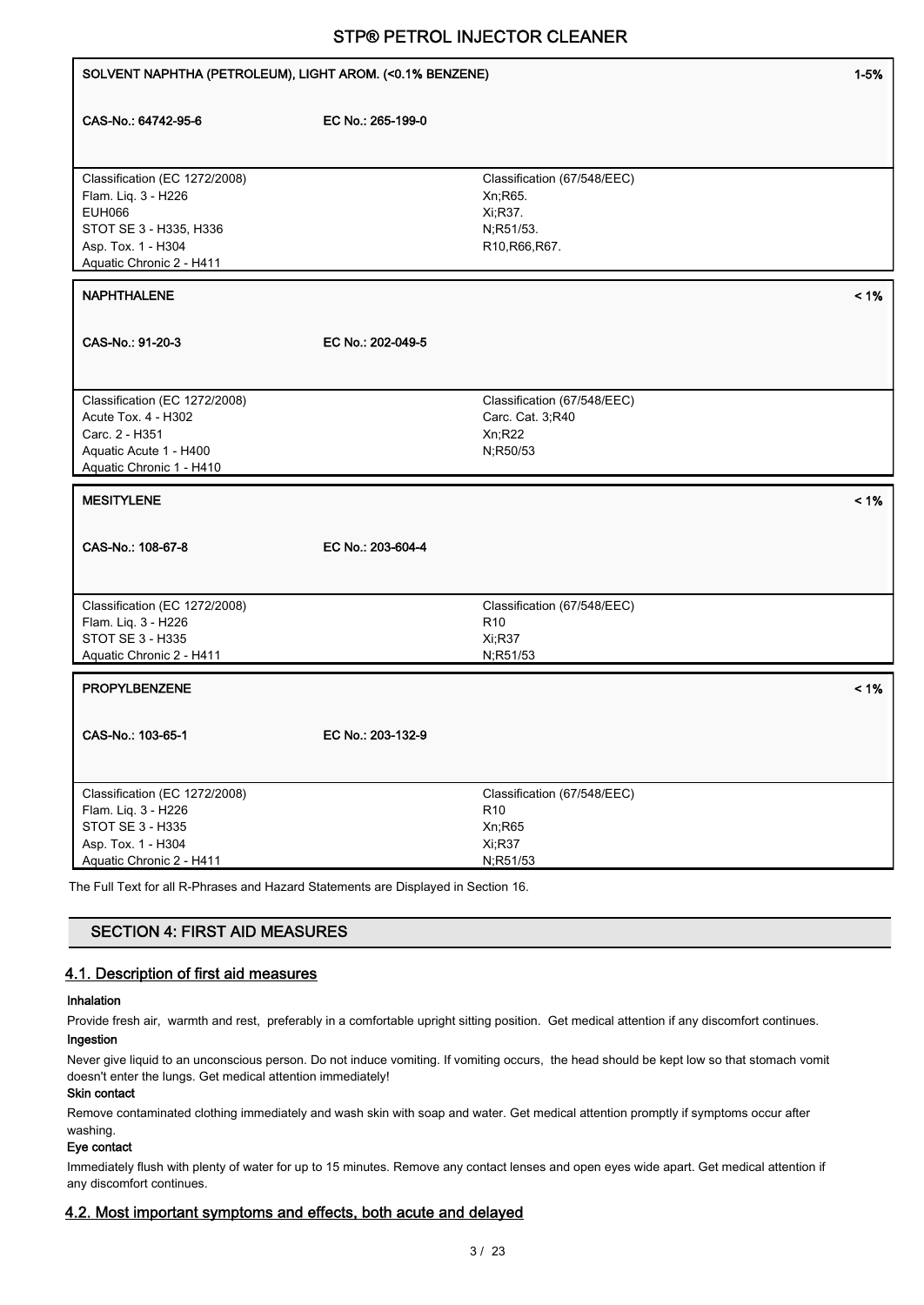| SOLVENT NAPHTHA (PETROLEUM), LIGHT AROM. (<0.1% BENZENE) | | 1-5% |
|---|---|---|
| CAS-No.: 64742-95-6 | EC No.: 265-199-0 | |
| Classification (EC 1272/2008)<br>Flam. Liq. 3 - H226<br>EUH066<br>STOT SE 3 - H335, H336<br>Asp. Tox. 1 - H304<br>Aquatic Chronic 2 - H411 | Classification (67/548/EEC)<br>Xn;R65.<br>Xi;R37.<br>N;R51/53.<br>R10,R66,R67. | |

| NAPHTHALENE | | < 1% |
|---|---|---|
| CAS-No.: 91-20-3 | EC No.: 202-049-5 | |
| Classification (EC 1272/2008)<br>Acute Tox. 4 - H302<br>Carc. 2 - H351<br>Aquatic Acute 1 - H400<br>Aquatic Chronic 1 - H410 | Classification (67/548/EEC)<br>Carc. Cat. 3;R40<br>Xn;R22<br>N;R50/53 | |

| MESITYLENE | | < 1% |
|---|---|---|
| CAS-No.: 108-67-8 | EC No.: 203-604-4 | |
| Classification (EC 1272/2008)<br>Flam. Liq. 3 - H226<br>STOT SE 3 - H335<br>Aquatic Chronic 2 - H411 | Classification (67/548/EEC)<br>R10<br>Xi;R37<br>N;R51/53 | |

| PROPYLBENZENE | | < 1% |
|---|---|---|
| CAS-No.: 103-65-1 | EC No.: 203-132-9 | |
| Classification (EC 1272/2008)<br>Flam. Liq. 3 - H226<br>STOT SE 3 - H335<br>Asp. Tox. 1 - H304<br>Aquatic Chronic 2 - H411 | Classification (67/548/EEC)<br>R10<br>Xn;R65<br>Xi;R37<br>N;R51/53 | |

The Full Text for all R-Phrases and Hazard Statements are Displayed in Section 16.

## SECTION 4: FIRST AID MEASURES

### 4.1. Description of first aid measures

**Inhalation**

Provide fresh air, warmth and rest, preferably in a comfortable upright sitting position. Get medical attention if any discomfort continues.

**Ingestion**

Never give liquid to an unconscious person. Do not induce vomiting. If vomiting occurs, the head should be kept low so that stomach vomit doesn't enter the lungs. Get medical attention immediately!

**Skin contact**

Remove contaminated clothing immediately and wash skin with soap and water. Get medical attention promptly if symptoms occur after washing.

**Eye contact**

Immediately flush with plenty of water for up to 15 minutes. Remove any contact lenses and open eyes wide apart. Get medical attention if any discomfort continues.

### 4.2. Most important symptoms and effects, both acute and delayed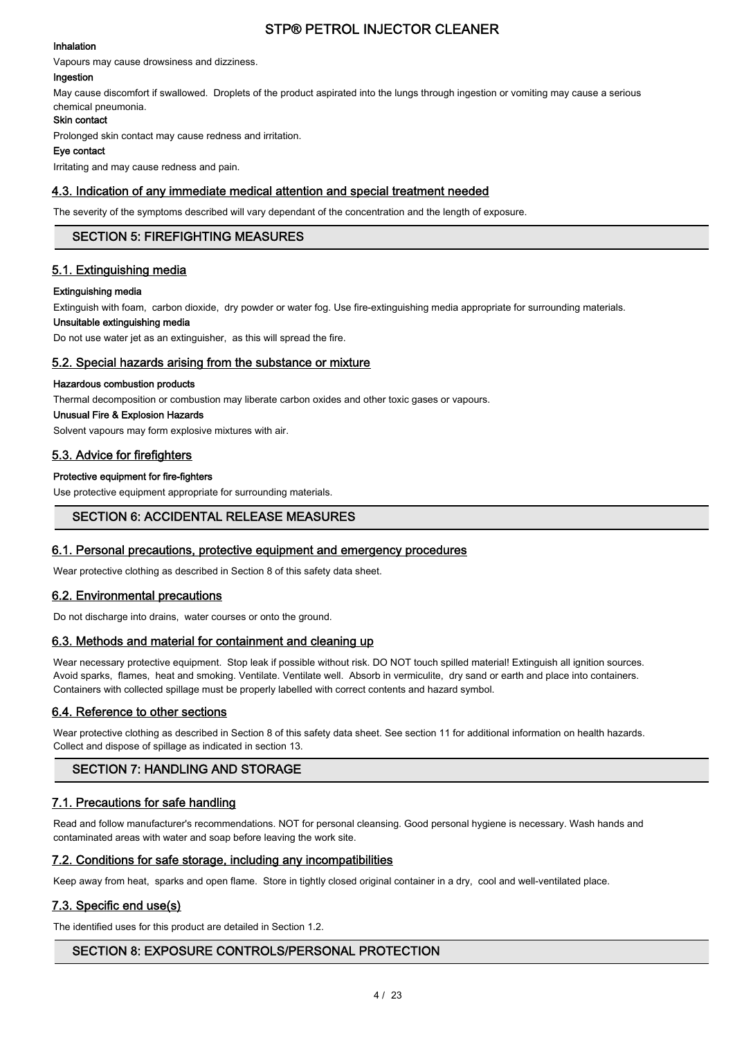**Inhalation**

Vapours may cause drowsiness and dizziness.

**Ingestion**

May cause discomfort if swallowed. Droplets of the product aspirated into the lungs through ingestion or vomiting may cause a serious chemical pneumonia.

**Skin contact**

Prolonged skin contact may cause redness and irritation.

**Eye contact**

Irritating and may cause redness and pain.

### 4.3. Indication of any immediate medical attention and special treatment needed

The severity of the symptoms described will vary dependant of the concentration and the length of exposure.

## SECTION 5: FIREFIGHTING MEASURES

### 5.1. Extinguishing media

**Extinguishing media**

Extinguish with foam, carbon dioxide, dry powder or water fog. Use fire-extinguishing media appropriate for surrounding materials.

**Unsuitable extinguishing media**

Do not use water jet as an extinguisher, as this will spread the fire.

### 5.2. Special hazards arising from the substance or mixture

**Hazardous combustion products**

Thermal decomposition or combustion may liberate carbon oxides and other toxic gases or vapours.

**Unusual Fire & Explosion Hazards**

Solvent vapours may form explosive mixtures with air.

### 5.3. Advice for firefighters

**Protective equipment for fire-fighters**

Use protective equipment appropriate for surrounding materials.

## SECTION 6: ACCIDENTAL RELEASE MEASURES

### 6.1. Personal precautions, protective equipment and emergency procedures

Wear protective clothing as described in Section 8 of this safety data sheet.

### 6.2. Environmental precautions

Do not discharge into drains, water courses or onto the ground.

### 6.3. Methods and material for containment and cleaning up

Wear necessary protective equipment. Stop leak if possible without risk. DO NOT touch spilled material! Extinguish all ignition sources. Avoid sparks, flames, heat and smoking. Ventilate. Ventilate well. Absorb in vermiculite, dry sand or earth and place into containers. Containers with collected spillage must be properly labelled with correct contents and hazard symbol.

### 6.4. Reference to other sections

Wear protective clothing as described in Section 8 of this safety data sheet. See section 11 for additional information on health hazards. Collect and dispose of spillage as indicated in section 13.

## SECTION 7: HANDLING AND STORAGE

### 7.1. Precautions for safe handling

Read and follow manufacturer's recommendations. NOT for personal cleansing. Good personal hygiene is necessary. Wash hands and contaminated areas with water and soap before leaving the work site.

### 7.2. Conditions for safe storage, including any incompatibilities

Keep away from heat, sparks and open flame. Store in tightly closed original container in a dry, cool and well-ventilated place.

### 7.3. Specific end use(s)

The identified uses for this product are detailed in Section 1.2.

## SECTION 8: EXPOSURE CONTROLS/PERSONAL PROTECTION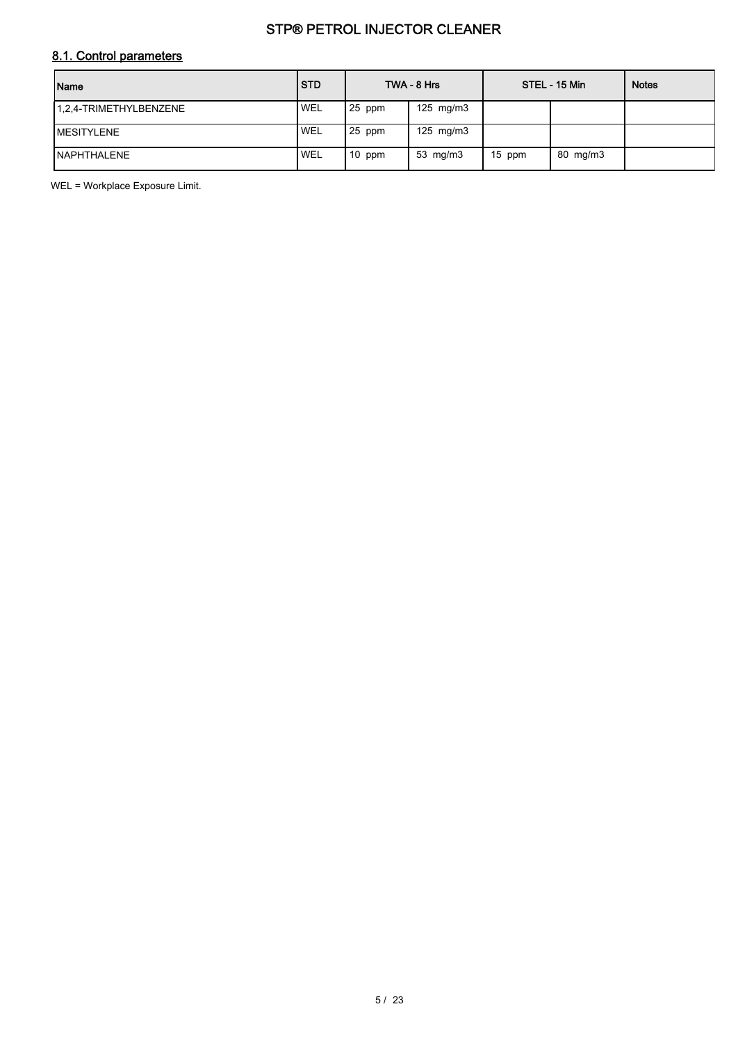## 8.1. Control parameters

| Name | STD | TWA - 8 Hrs | | STEL - 15 Min | | Notes |
|---|---|---|---|---|---|---|
| 1,2,4-TRIMETHYLBENZENE | WEL | 25 ppm | 125 mg/m3 | | | |
| MESITYLENE | WEL | 25 ppm | 125 mg/m3 | | | |
| NAPHTHALENE | WEL | 10 ppm | 53 mg/m3 | 15 ppm | 80 mg/m3 | |

WEL = Workplace Exposure Limit.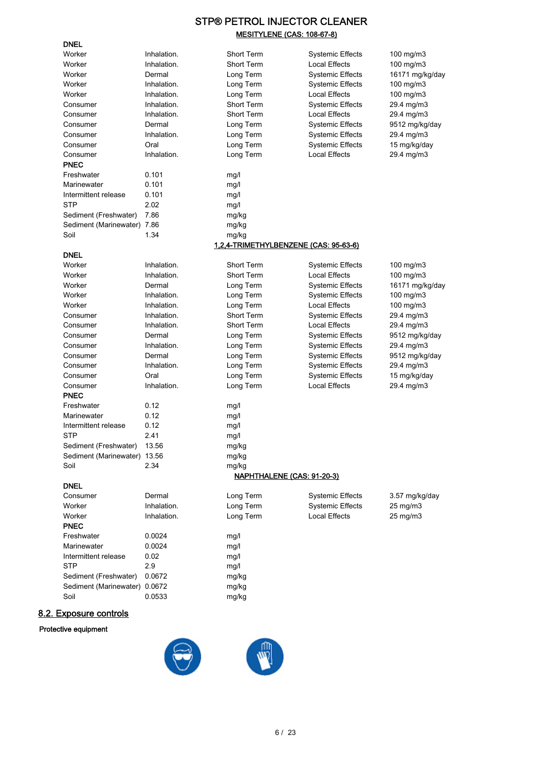## STP® PETROL INJECTOR CLEANER

### MESITYLENE (CAS: 108-67-8)

**DNEL**

| | | | | |
|---|---|---|---|---|
| Worker | Inhalation. | Short Term | Systemic Effects | 100 mg/m3 |
| Worker | Inhalation. | Short Term | Local Effects | 100 mg/m3 |
| Worker | Dermal | Long Term | Systemic Effects | 16171 mg/kg/day |
| Worker | Inhalation. | Long Term | Systemic Effects | 100 mg/m3 |
| Worker | Inhalation. | Long Term | Local Effects | 100 mg/m3 |
| Consumer | Inhalation. | Short Term | Systemic Effects | 29.4 mg/m3 |
| Consumer | Inhalation. | Short Term | Local Effects | 29.4 mg/m3 |
| Consumer | Dermal | Long Term | Systemic Effects | 9512 mg/kg/day |
| Consumer | Inhalation. | Long Term | Systemic Effects | 29.4 mg/m3 |
| Consumer | Oral | Long Term | Systemic Effects | 15 mg/kg/day |
| Consumer | Inhalation. | Long Term | Local Effects | 29.4 mg/m3 |

**PNEC**

| | | |
|---|---|---|
| Freshwater | 0.101 | mg/l |
| Marinewater | 0.101 | mg/l |
| Intermittent release | 0.101 | mg/l |
| STP | 2.02 | mg/l |
| Sediment (Freshwater) | 7.86 | mg/kg |
| Sediment (Marinewater) | 7.86 | mg/kg |
| Soil | 1.34 | mg/kg |

### 1,2,4-TRIMETHYLBENZENE (CAS: 95-63-6)

**DNEL**

| | | | | |
|---|---|---|---|---|
| Worker | Inhalation. | Short Term | Systemic Effects | 100 mg/m3 |
| Worker | Inhalation. | Short Term | Local Effects | 100 mg/m3 |
| Worker | Dermal | Long Term | Systemic Effects | 16171 mg/kg/day |
| Worker | Inhalation. | Long Term | Systemic Effects | 100 mg/m3 |
| Worker | Inhalation. | Long Term | Local Effects | 100 mg/m3 |
| Consumer | Inhalation. | Short Term | Systemic Effects | 29.4 mg/m3 |
| Consumer | Inhalation. | Short Term | Local Effects | 29.4 mg/m3 |
| Consumer | Dermal | Long Term | Systemic Effects | 9512 mg/kg/day |
| Consumer | Inhalation. | Long Term | Systemic Effects | 29.4 mg/m3 |
| Consumer | Dermal | Long Term | Systemic Effects | 9512 mg/kg/day |
| Consumer | Inhalation. | Long Term | Systemic Effects | 29.4 mg/m3 |
| Consumer | Oral | Long Term | Systemic Effects | 15 mg/kg/day |
| Consumer | Inhalation. | Long Term | Local Effects | 29.4 mg/m3 |

**PNEC**

| | | |
|---|---|---|
| Freshwater | 0.12 | mg/l |
| Marinewater | 0.12 | mg/l |
| Intermittent release | 0.12 | mg/l |
| STP | 2.41 | mg/l |
| Sediment (Freshwater) | 13.56 | mg/kg |
| Sediment (Marinewater) | 13.56 | mg/kg |
| Soil | 2.34 | mg/kg |

### NAPHTHALENE (CAS: 91-20-3)

**DNEL**

| | | | | |
|---|---|---|---|---|
| Consumer | Dermal | Long Term | Systemic Effects | 3.57 mg/kg/day |
| Worker | Inhalation. | Long Term | Systemic Effects | 25 mg/m3 |
| Worker | Inhalation. | Long Term | Local Effects | 25 mg/m3 |

**PNEC**

| | | |
|---|---|---|
| Freshwater | 0.0024 | mg/l |
| Marinewater | 0.0024 | mg/l |
| Intermittent release | 0.02 | mg/l |
| STP | 2.9 | mg/l |
| Sediment (Freshwater) | 0.0672 | mg/kg |
| Sediment (Marinewater) | 0.0672 | mg/kg |
| Soil | 0.0533 | mg/kg |

## 8.2. Exposure controls

**Protective equipment**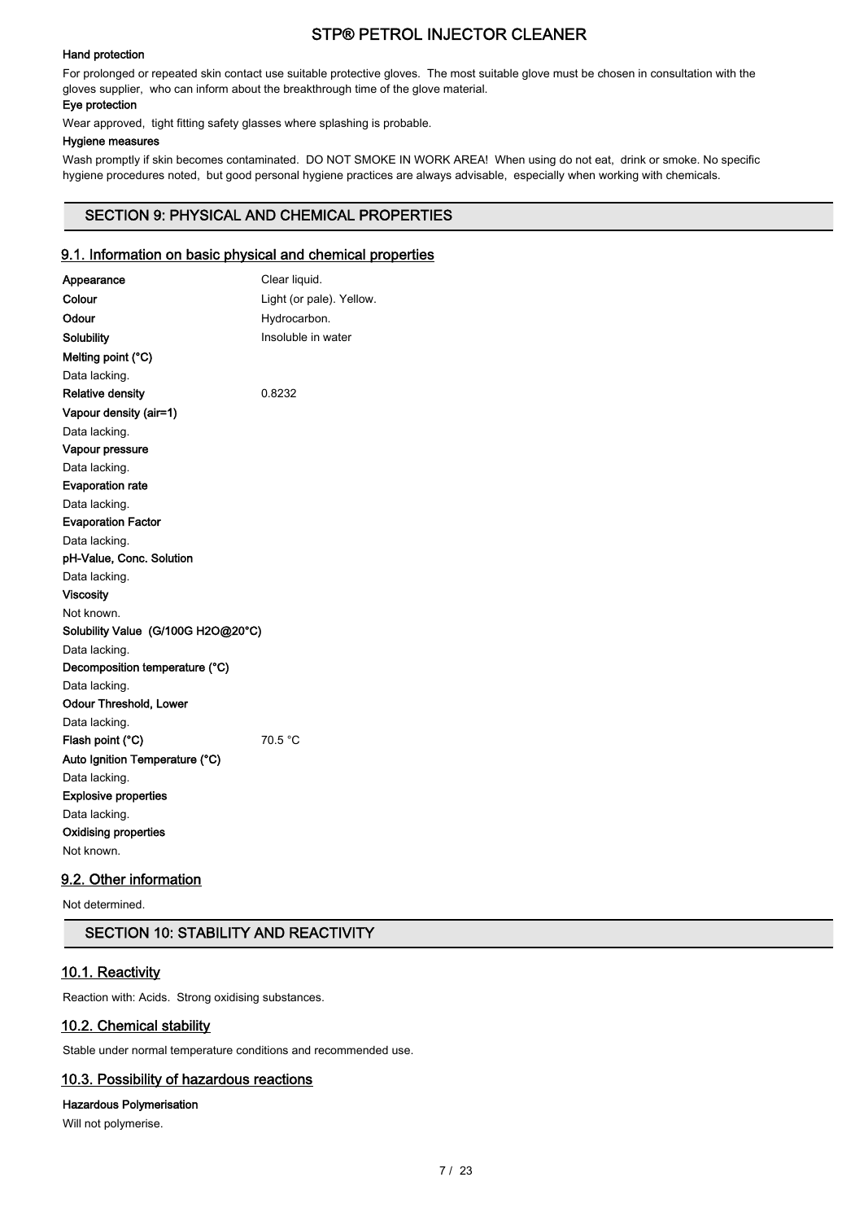#### Hand protection

For prolonged or repeated skin contact use suitable protective gloves. The most suitable glove must be chosen in consultation with the gloves supplier, who can inform about the breakthrough time of the glove material.

#### Eye protection

Wear approved, tight fitting safety glasses where splashing is probable.

#### Hygiene measures

Wash promptly if skin becomes contaminated. DO NOT SMOKE IN WORK AREA! When using do not eat, drink or smoke. No specific hygiene procedures noted, but good personal hygiene practices are always advisable, especially when working with chemicals.

## SECTION 9: PHYSICAL AND CHEMICAL PROPERTIES

### 9.1. Information on basic physical and chemical properties

**Appearance** Clear liquid.

**Colour** Light (or pale). Yellow.

**Odour** Hydrocarbon.

**Solubility** Insoluble in water

**Melting point (°C)**

Data lacking.

**Relative density** 0.8232

**Vapour density (air=1)**

Data lacking.

**Vapour pressure**

Data lacking.

**Evaporation rate**

Data lacking.

**Evaporation Factor**

Data lacking.

**pH-Value, Conc. Solution**

Data lacking.

**Viscosity**

Not known.

**Solubility Value (G/100G H2O@20°C)**

Data lacking.

**Decomposition temperature (°C)**

Data lacking.

**Odour Threshold, Lower**

Data lacking.

**Flash point (°C)** 70.5 °C

**Auto Ignition Temperature (°C)**

Data lacking.

**Explosive properties**

Data lacking.

**Oxidising properties**

Not known.

### 9.2. Other information

Not determined.

## SECTION 10: STABILITY AND REACTIVITY

### 10.1. Reactivity

Reaction with: Acids. Strong oxidising substances.

### 10.2. Chemical stability

Stable under normal temperature conditions and recommended use.

### 10.3. Possibility of hazardous reactions

#### Hazardous Polymerisation

Will not polymerise.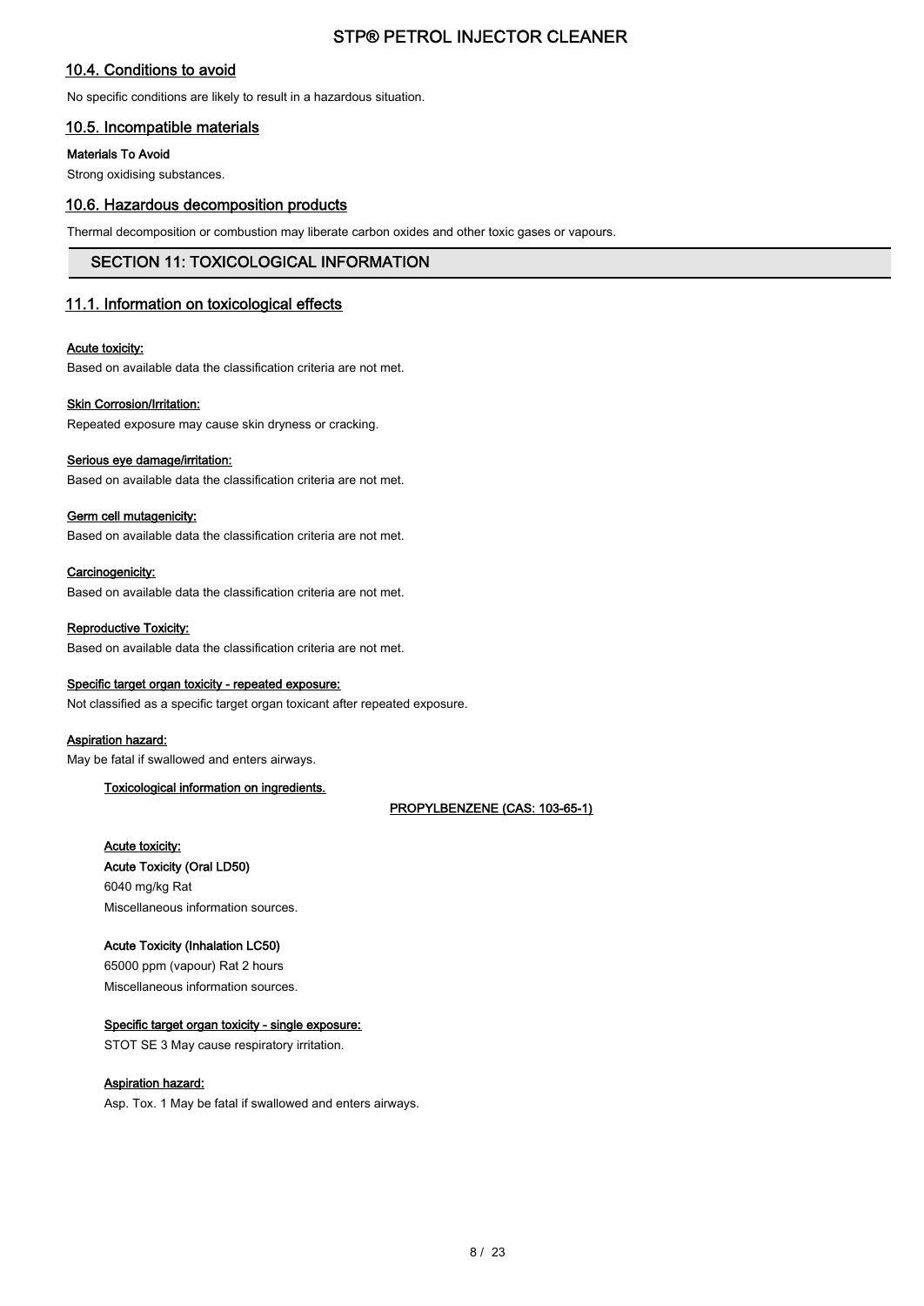## 10.4. Conditions to avoid

No specific conditions are likely to result in a hazardous situation.

## 10.5. Incompatible materials

**Materials To Avoid**

Strong oxidising substances.

## 10.6. Hazardous decomposition products

Thermal decomposition or combustion may liberate carbon oxides and other toxic gases or vapours.

# SECTION 11: TOXICOLOGICAL INFORMATION

## 11.1. Information on toxicological effects

**Acute toxicity:**

Based on available data the classification criteria are not met.

**Skin Corrosion/Irritation:**

Repeated exposure may cause skin dryness or cracking.

**Serious eye damage/irritation:**

Based on available data the classification criteria are not met.

**Germ cell mutagenicity:**

Based on available data the classification criteria are not met.

**Carcinogenicity:**

Based on available data the classification criteria are not met.

**Reproductive Toxicity:**

Based on available data the classification criteria are not met.

**Specific target organ toxicity - repeated exposure:**

Not classified as a specific target organ toxicant after repeated exposure.

**Aspiration hazard:**

May be fatal if swallowed and enters airways.

**Toxicological information on ingredients.**

**PROPYLBENZENE (CAS: 103-65-1)**

**Acute toxicity:**

**Acute Toxicity (Oral LD50)**

6040 mg/kg Rat

Miscellaneous information sources.

**Acute Toxicity (Inhalation LC50)**

65000 ppm (vapour) Rat 2 hours

Miscellaneous information sources.

**Specific target organ toxicity - single exposure:**

STOT SE 3 May cause respiratory irritation.

**Aspiration hazard:**

Asp. Tox. 1 May be fatal if swallowed and enters airways.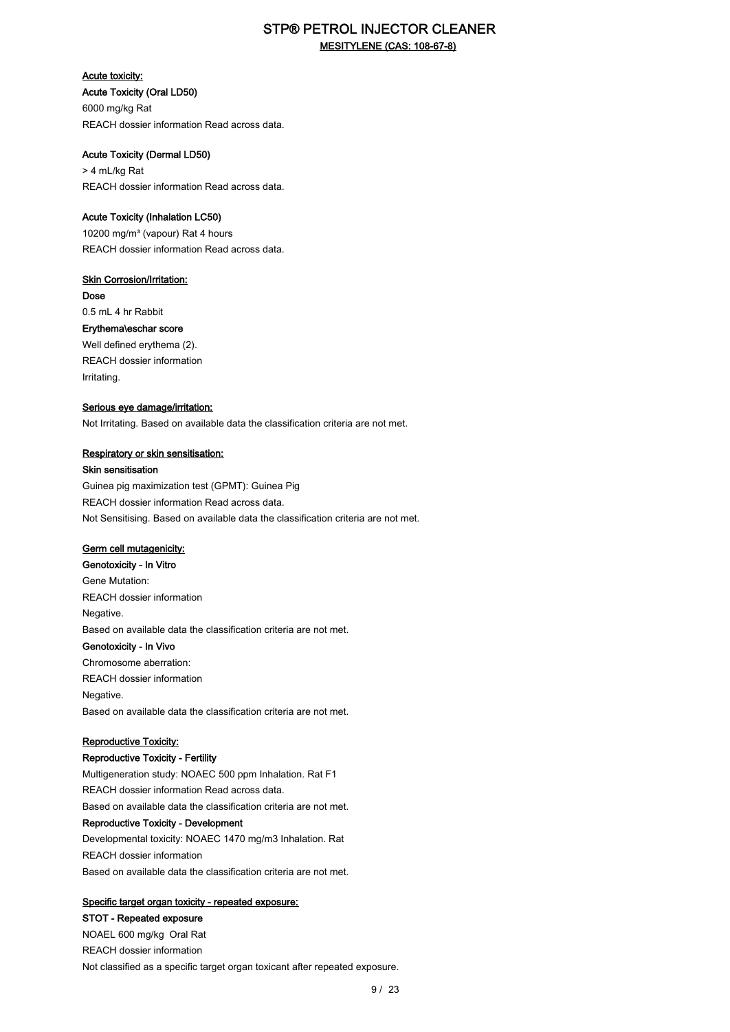**MESITYLENE (CAS: 108-67-8)**

**Acute toxicity:**

**Acute Toxicity (Oral LD50)**

6000 mg/kg Rat

REACH dossier information Read across data.

**Acute Toxicity (Dermal LD50)**

> 4 mL/kg Rat

REACH dossier information Read across data.

**Acute Toxicity (Inhalation LC50)**

10200 mg/m³ (vapour) Rat 4 hours

REACH dossier information Read across data.

**Skin Corrosion/Irritation:**

**Dose**

0.5 mL 4 hr Rabbit

**Erythema\eschar score**

Well defined erythema (2).

REACH dossier information

Irritating.

**Serious eye damage/irritation:**

Not Irritating. Based on available data the classification criteria are not met.

**Respiratory or skin sensitisation:**

**Skin sensitisation**

Guinea pig maximization test (GPMT): Guinea Pig

REACH dossier information Read across data.

Not Sensitising. Based on available data the classification criteria are not met.

**Germ cell mutagenicity:**

**Genotoxicity - In Vitro**

Gene Mutation:

REACH dossier information

Negative.

Based on available data the classification criteria are not met.

**Genotoxicity - In Vivo**

Chromosome aberration:

REACH dossier information

Negative.

Based on available data the classification criteria are not met.

**Reproductive Toxicity:**

**Reproductive Toxicity - Fertility**

Multigeneration study: NOAEC 500 ppm Inhalation. Rat F1

REACH dossier information Read across data.

Based on available data the classification criteria are not met.

**Reproductive Toxicity - Development**

Developmental toxicity: NOAEC 1470 mg/m3 Inhalation. Rat

REACH dossier information

Based on available data the classification criteria are not met.

**Specific target organ toxicity - repeated exposure:**

**STOT - Repeated exposure**

NOAEL 600 mg/kg Oral Rat

REACH dossier information

Not classified as a specific target organ toxicant after repeated exposure.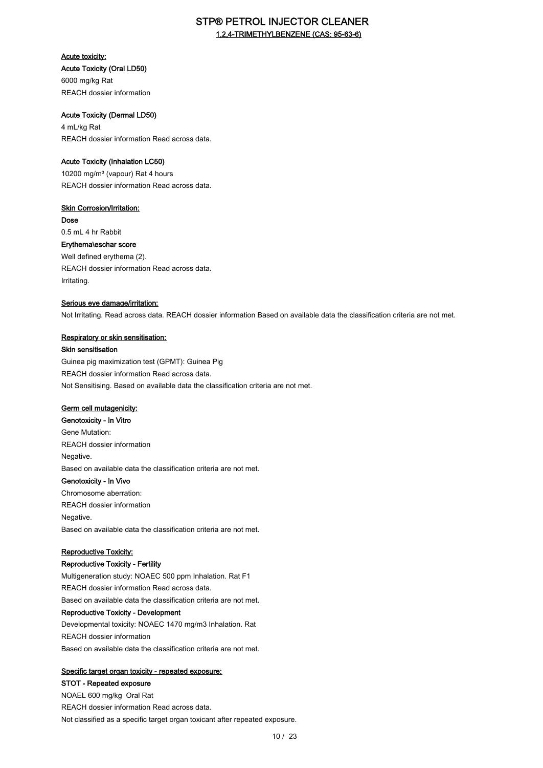# STP® PETROL INJECTOR CLEANER

## 1,2,4-TRIMETHYLBENZENE (CAS: 95-63-6)

**Acute toxicity:**

**Acute Toxicity (Oral LD50)**

6000 mg/kg Rat

REACH dossier information

**Acute Toxicity (Dermal LD50)**

4 mL/kg Rat

REACH dossier information Read across data.

**Acute Toxicity (Inhalation LC50)**

10200 mg/m³ (vapour) Rat 4 hours

REACH dossier information Read across data.

**Skin Corrosion/Irritation:**

**Dose**

0.5 mL 4 hr Rabbit

**Erythema\eschar score**

Well defined erythema (2).

REACH dossier information Read across data.

Irritating.

**Serious eye damage/irritation:**

Not Irritating. Read across data. REACH dossier information Based on available data the classification criteria are not met.

**Respiratory or skin sensitisation:**

**Skin sensitisation**

Guinea pig maximization test (GPMT): Guinea Pig

REACH dossier information Read across data.

Not Sensitising. Based on available data the classification criteria are not met.

**Germ cell mutagenicity:**

**Genotoxicity - In Vitro**

Gene Mutation:

REACH dossier information

Negative.

Based on available data the classification criteria are not met.

**Genotoxicity - In Vivo**

Chromosome aberration:

REACH dossier information

Negative.

Based on available data the classification criteria are not met.

**Reproductive Toxicity:**

**Reproductive Toxicity - Fertility**

Multigeneration study: NOAEC 500 ppm Inhalation. Rat F1

REACH dossier information Read across data.

Based on available data the classification criteria are not met.

**Reproductive Toxicity - Development**

Developmental toxicity: NOAEC 1470 mg/m3 Inhalation. Rat

REACH dossier information

Based on available data the classification criteria are not met.

**Specific target organ toxicity - repeated exposure:**

**STOT - Repeated exposure**

NOAEL 600 mg/kg Oral Rat

REACH dossier information Read across data.

Not classified as a specific target organ toxicant after repeated exposure.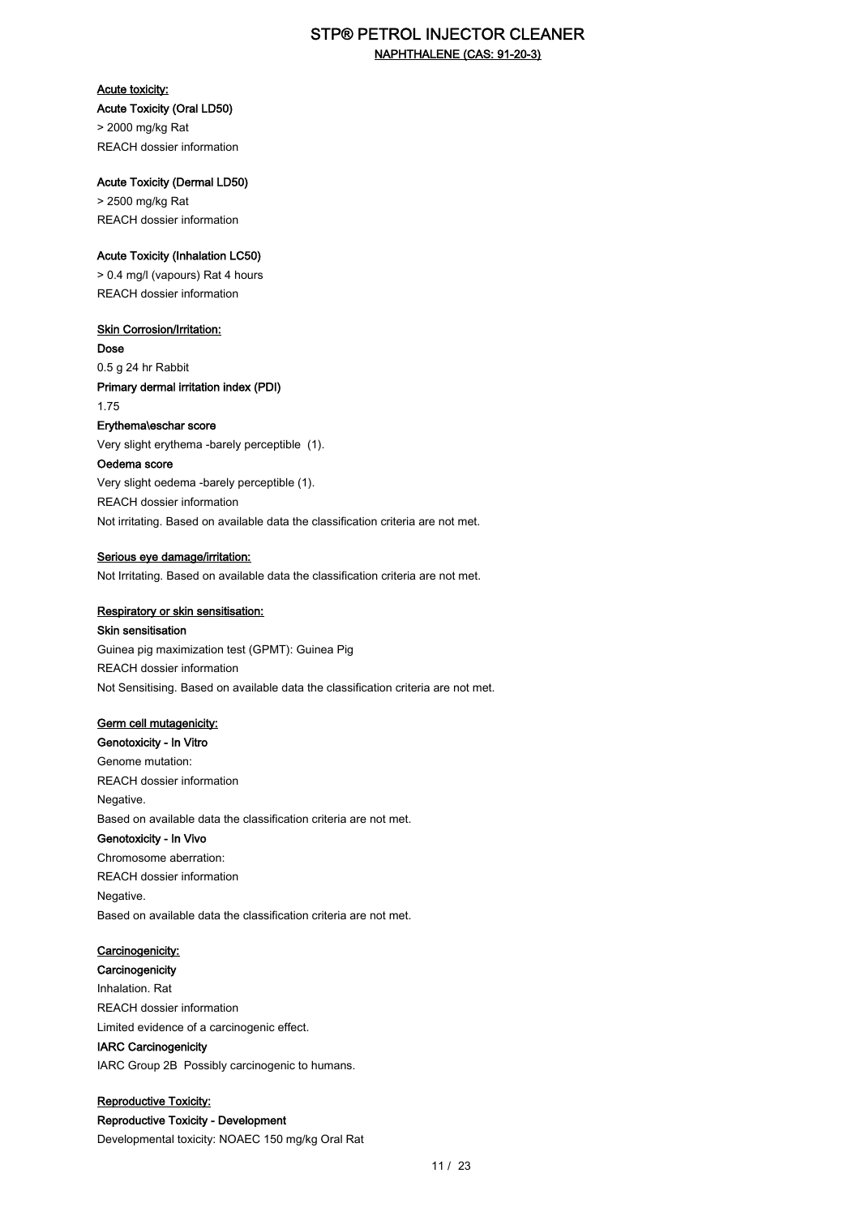NAPHTHALENE (CAS: 91-20-3)

**Acute toxicity:**

**Acute Toxicity (Oral LD50)**

> 2000 mg/kg Rat

REACH dossier information

**Acute Toxicity (Dermal LD50)**

> 2500 mg/kg Rat

REACH dossier information

**Acute Toxicity (Inhalation LC50)**

> 0.4 mg/l (vapours) Rat 4 hours

REACH dossier information

**Skin Corrosion/Irritation:**

**Dose**

0.5 g 24 hr Rabbit

**Primary dermal irritation index (PDI)**

1.75

**Erythema\eschar score**

Very slight erythema -barely perceptible (1).

**Oedema score**

Very slight oedema -barely perceptible (1).

REACH dossier information

Not irritating. Based on available data the classification criteria are not met.

**Serious eye damage/irritation:**

Not Irritating. Based on available data the classification criteria are not met.

**Respiratory or skin sensitisation:**

**Skin sensitisation**

Guinea pig maximization test (GPMT): Guinea Pig

REACH dossier information

Not Sensitising. Based on available data the classification criteria are not met.

**Germ cell mutagenicity:**

**Genotoxicity - In Vitro**

Genome mutation:

REACH dossier information

Negative.

Based on available data the classification criteria are not met.

**Genotoxicity - In Vivo**

Chromosome aberration:

REACH dossier information

Negative.

Based on available data the classification criteria are not met.

**Carcinogenicity:**

**Carcinogenicity**

Inhalation. Rat

REACH dossier information

Limited evidence of a carcinogenic effect.

**IARC Carcinogenicity**

IARC Group 2B Possibly carcinogenic to humans.

**Reproductive Toxicity:**

**Reproductive Toxicity - Development**

Developmental toxicity: NOAEC 150 mg/kg Oral Rat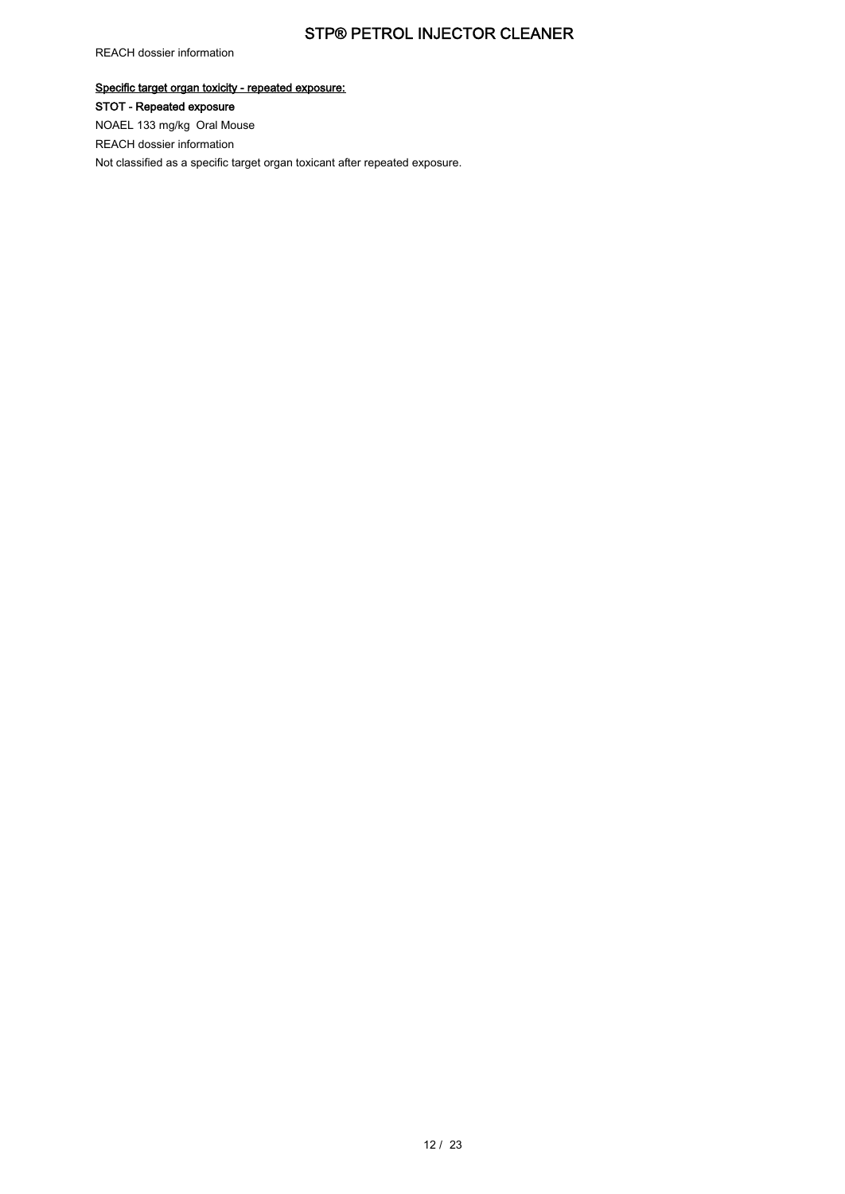REACH dossier information

**Specific target organ toxicity - repeated exposure:**

**STOT - Repeated exposure**

NOAEL 133 mg/kg Oral Mouse

REACH dossier information

Not classified as a specific target organ toxicant after repeated exposure.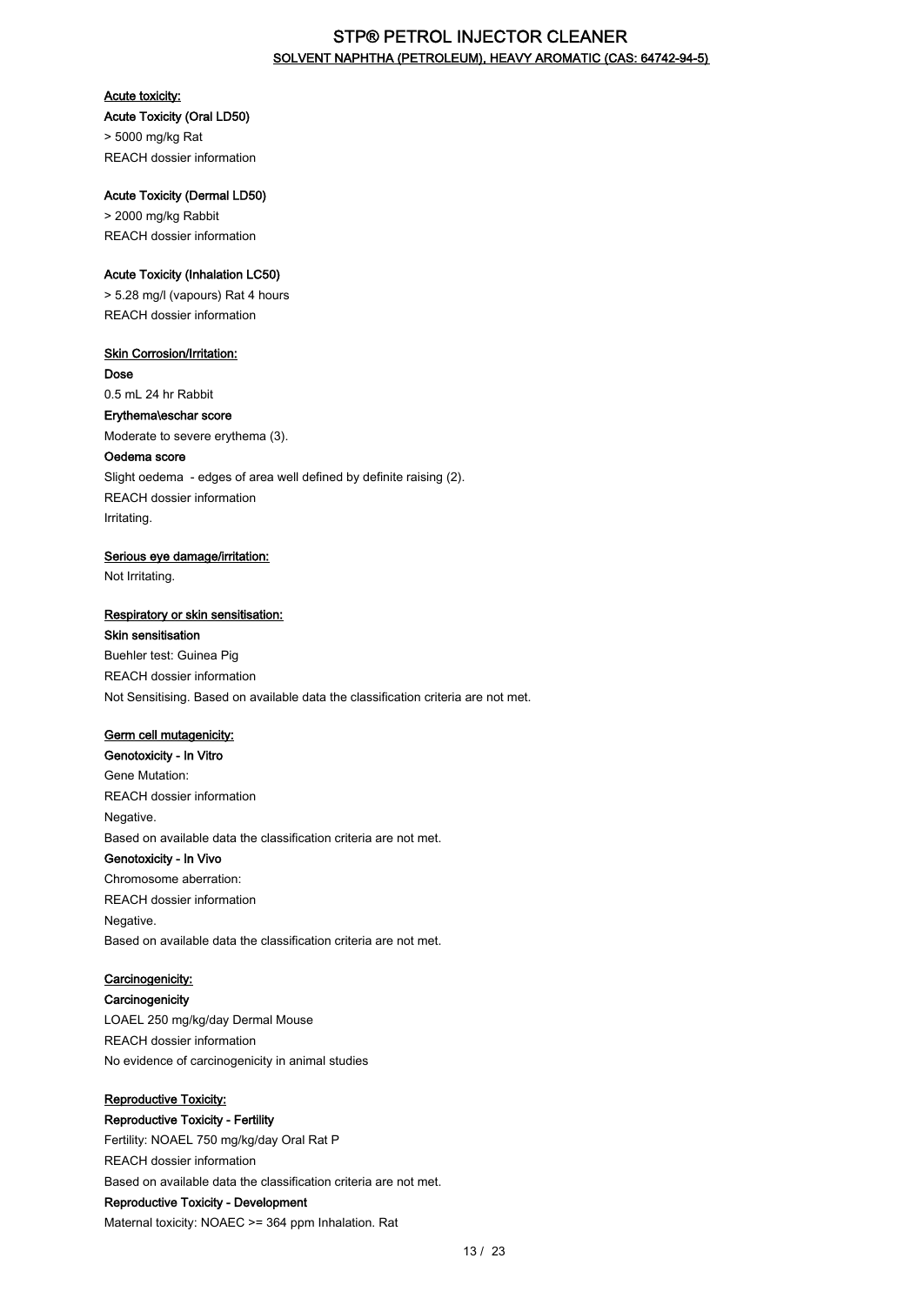# STP® PETROL INJECTOR CLEANER

## SOLVENT NAPHTHA (PETROLEUM), HEAVY AROMATIC (CAS: 64742-94-5)

**Acute toxicity:**

**Acute Toxicity (Oral LD50)**

> 5000 mg/kg Rat

REACH dossier information

**Acute Toxicity (Dermal LD50)**

> 2000 mg/kg Rabbit

REACH dossier information

**Acute Toxicity (Inhalation LC50)**

> 5.28 mg/l (vapours) Rat 4 hours

REACH dossier information

**Skin Corrosion/Irritation:**

**Dose**

0.5 mL 24 hr Rabbit

**Erythema\eschar score**

Moderate to severe erythema (3).

**Oedema score**

Slight oedema - edges of area well defined by definite raising (2).

REACH dossier information

Irritating.

**Serious eye damage/irritation:**

Not Irritating.

**Respiratory or skin sensitisation:**

**Skin sensitisation**

Buehler test: Guinea Pig

REACH dossier information

Not Sensitising. Based on available data the classification criteria are not met.

**Germ cell mutagenicity:**

**Genotoxicity - In Vitro**

Gene Mutation:

REACH dossier information

Negative.

Based on available data the classification criteria are not met.

**Genotoxicity - In Vivo**

Chromosome aberration:

REACH dossier information

Negative.

Based on available data the classification criteria are not met.

**Carcinogenicity:**

**Carcinogenicity**

LOAEL 250 mg/kg/day Dermal Mouse

REACH dossier information

No evidence of carcinogenicity in animal studies

**Reproductive Toxicity:**

**Reproductive Toxicity - Fertility**

Fertility: NOAEL 750 mg/kg/day Oral Rat P

REACH dossier information

Based on available data the classification criteria are not met.

**Reproductive Toxicity - Development**

Maternal toxicity: NOAEC >= 364 ppm Inhalation. Rat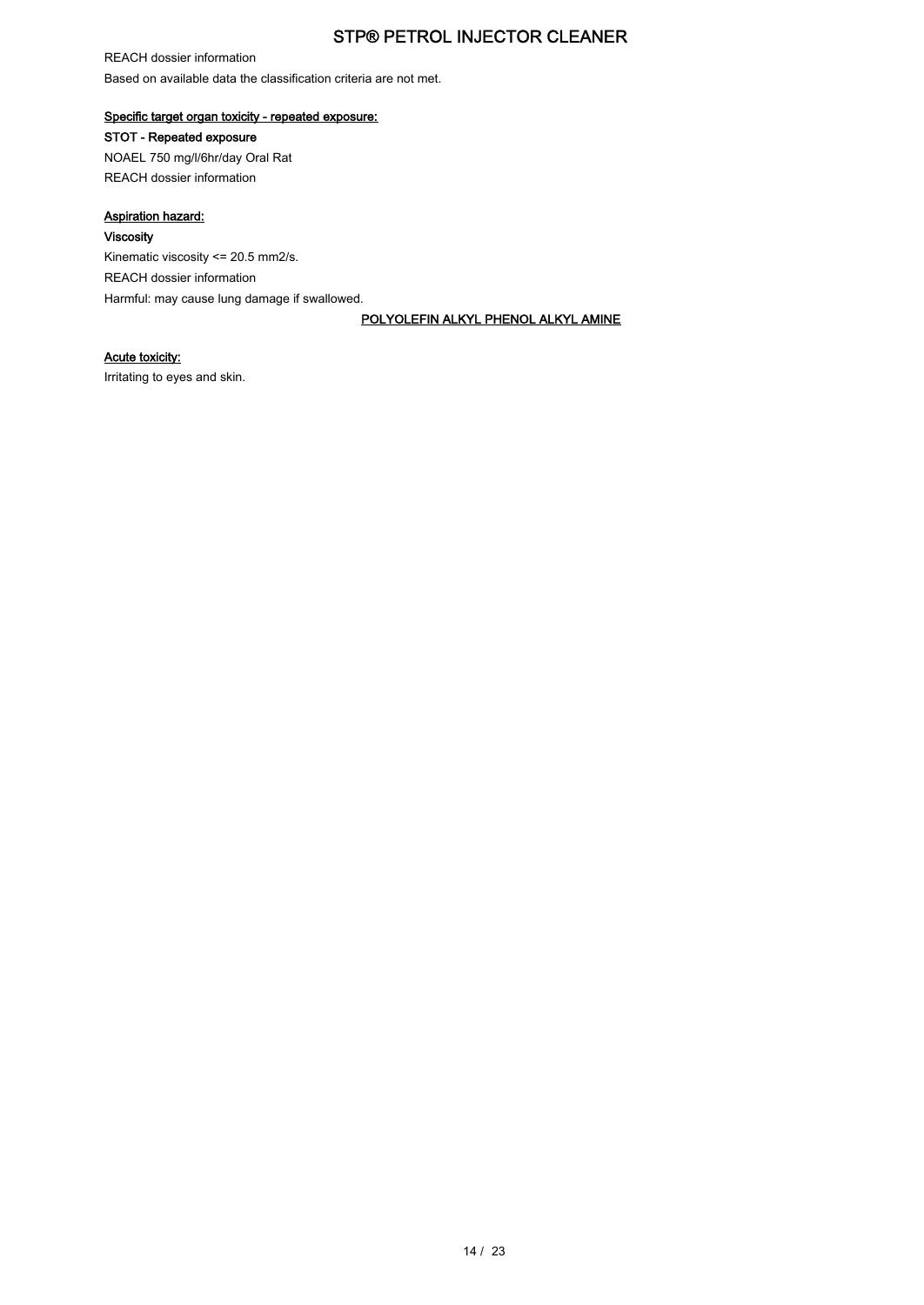REACH dossier information

Based on available data the classification criteria are not met.

**Specific target organ toxicity - repeated exposure:**

**STOT - Repeated exposure**

NOAEL 750 mg/l/6hr/day Oral Rat

REACH dossier information

**Aspiration hazard:**

**Viscosity**

Kinematic viscosity <= 20.5 mm2/s.

REACH dossier information

Harmful: may cause lung damage if swallowed.

**POLYOLEFIN ALKYL PHENOL ALKYL AMINE**

**Acute toxicity:**

Irritating to eyes and skin.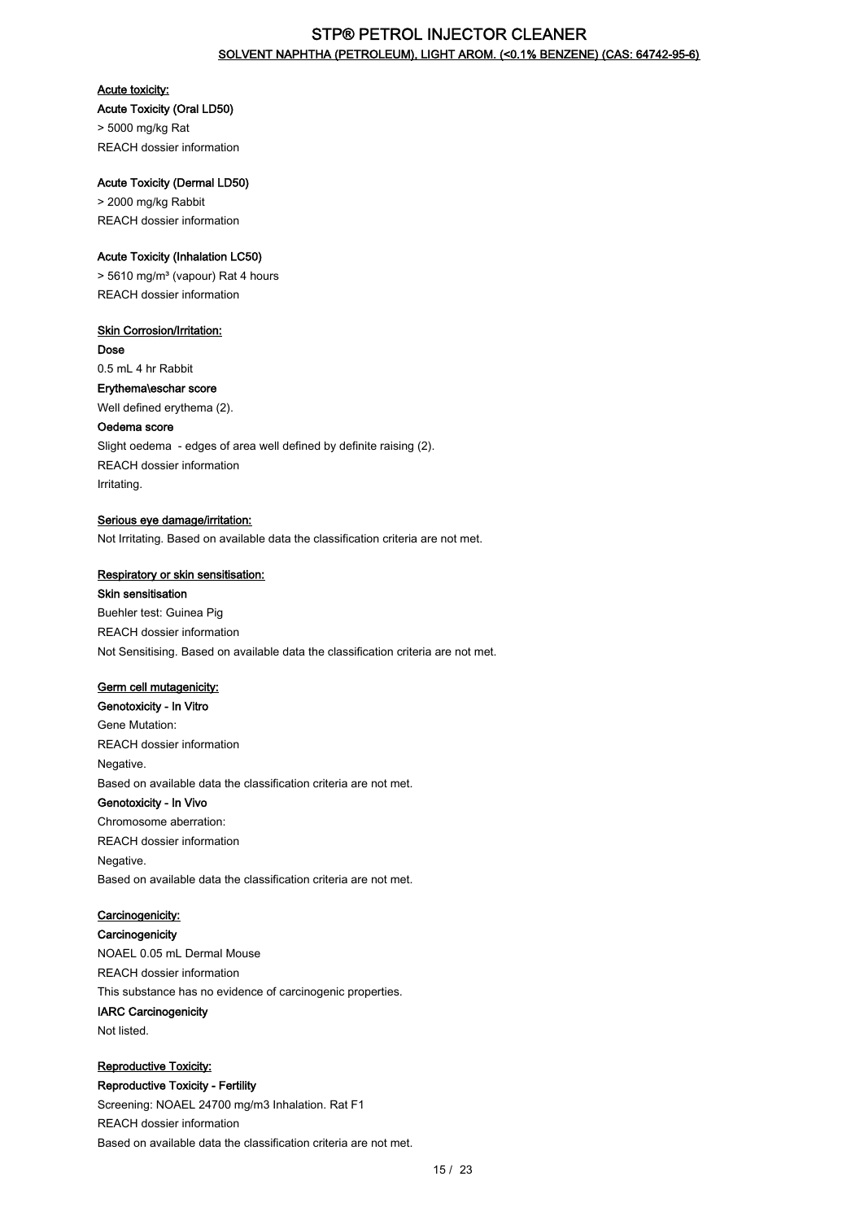# STP® PETROL INJECTOR CLEANER

## SOLVENT NAPHTHA (PETROLEUM), LIGHT AROM. (<0.1% BENZENE) (CAS: 64742-95-6)

### Acute toxicity:

**Acute Toxicity (Oral LD50)**

> 5000 mg/kg Rat

REACH dossier information

**Acute Toxicity (Dermal LD50)**

> 2000 mg/kg Rabbit

REACH dossier information

**Acute Toxicity (Inhalation LC50)**

> 5610 mg/m³ (vapour) Rat 4 hours

REACH dossier information

### Skin Corrosion/Irritation:

**Dose**

0.5 mL 4 hr Rabbit

**Erythema\eschar score**

Well defined erythema (2).

**Oedema score**

Slight oedema - edges of area well defined by definite raising (2).

REACH dossier information

Irritating.

### Serious eye damage/irritation:

Not Irritating. Based on available data the classification criteria are not met.

### Respiratory or skin sensitisation:

**Skin sensitisation**

Buehler test: Guinea Pig

REACH dossier information

Not Sensitising. Based on available data the classification criteria are not met.

### Germ cell mutagenicity:

**Genotoxicity - In Vitro**

Gene Mutation:

REACH dossier information

Negative.

Based on available data the classification criteria are not met.

**Genotoxicity - In Vivo**

Chromosome aberration:

REACH dossier information

Negative.

Based on available data the classification criteria are not met.

### Carcinogenicity:

**Carcinogenicity**

NOAEL 0.05 mL Dermal Mouse

REACH dossier information

This substance has no evidence of carcinogenic properties.

**IARC Carcinogenicity**

Not listed.

### Reproductive Toxicity:

**Reproductive Toxicity - Fertility**

Screening: NOAEL 24700 mg/m3 Inhalation. Rat F1

REACH dossier information

Based on available data the classification criteria are not met.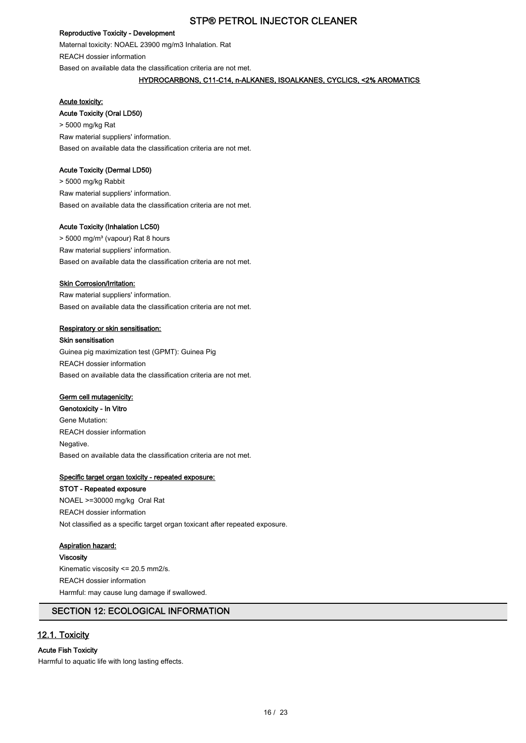#### Reproductive Toxicity - Development

Maternal toxicity: NOAEL 23900 mg/m3 Inhalation. Rat

REACH dossier information

Based on available data the classification criteria are not met.

#### HYDROCARBONS, C11-C14, n-ALKANES, ISOALKANES, CYCLICS, <2% AROMATICS

**Acute toxicity:**

**Acute Toxicity (Oral LD50)**

> 5000 mg/kg Rat

Raw material suppliers' information.

Based on available data the classification criteria are not met.

**Acute Toxicity (Dermal LD50)**

> 5000 mg/kg Rabbit

Raw material suppliers' information.

Based on available data the classification criteria are not met.

**Acute Toxicity (Inhalation LC50)**

> 5000 mg/m³ (vapour) Rat 8 hours

Raw material suppliers' information.

Based on available data the classification criteria are not met.

**Skin Corrosion/Irritation:**

Raw material suppliers' information.

Based on available data the classification criteria are not met.

**Respiratory or skin sensitisation:**

**Skin sensitisation**

Guinea pig maximization test (GPMT): Guinea Pig

REACH dossier information

Based on available data the classification criteria are not met.

**Germ cell mutagenicity:**

**Genotoxicity - In Vitro**

Gene Mutation:

REACH dossier information

Negative.

Based on available data the classification criteria are not met.

**Specific target organ toxicity - repeated exposure:**

**STOT - Repeated exposure**

NOAEL >=30000 mg/kg Oral Rat

REACH dossier information

Not classified as a specific target organ toxicant after repeated exposure.

**Aspiration hazard:**

**Viscosity**

Kinematic viscosity <= 20.5 mm2/s.

REACH dossier information

Harmful: may cause lung damage if swallowed.

## SECTION 12: ECOLOGICAL INFORMATION

### 12.1. Toxicity

**Acute Fish Toxicity**

Harmful to aquatic life with long lasting effects.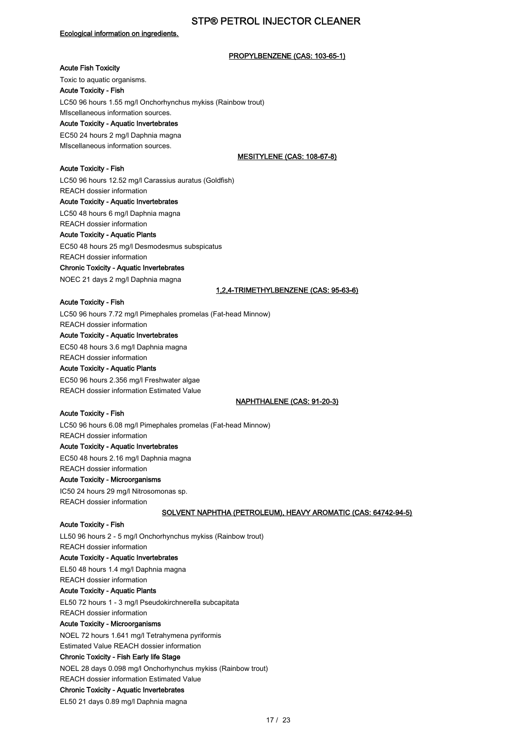**Ecological information on ingredients.**

**PROPYLBENZENE (CAS: 103-65-1)**

**Acute Fish Toxicity**

Toxic to aquatic organisms.

**Acute Toxicity - Fish**

LC50 96 hours 1.55 mg/l Onchorhynchus mykiss (Rainbow trout)

MIscellaneous information sources.

**Acute Toxicity - Aquatic Invertebrates**

EC50 24 hours 2 mg/l Daphnia magna

MIscellaneous information sources.

**MESITYLENE (CAS: 108-67-8)**

**Acute Toxicity - Fish**

LC50 96 hours 12.52 mg/l Carassius auratus (Goldfish)

REACH dossier information

**Acute Toxicity - Aquatic Invertebrates**

LC50 48 hours 6 mg/l Daphnia magna

REACH dossier information

**Acute Toxicity - Aquatic Plants**

EC50 48 hours 25 mg/l Desmodesmus subspicatus

REACH dossier information

**Chronic Toxicity - Aquatic Invertebrates**

NOEC 21 days 2 mg/l Daphnia magna

**1,2,4-TRIMETHYLBENZENE (CAS: 95-63-6)**

**Acute Toxicity - Fish**

LC50 96 hours 7.72 mg/l Pimephales promelas (Fat-head Minnow)

REACH dossier information

**Acute Toxicity - Aquatic Invertebrates**

EC50 48 hours 3.6 mg/l Daphnia magna

REACH dossier information

**Acute Toxicity - Aquatic Plants**

EC50 96 hours 2.356 mg/l Freshwater algae

REACH dossier information Estimated Value

**NAPHTHALENE (CAS: 91-20-3)**

**Acute Toxicity - Fish**

LC50 96 hours 6.08 mg/l Pimephales promelas (Fat-head Minnow)

REACH dossier information

**Acute Toxicity - Aquatic Invertebrates**

EC50 48 hours 2.16 mg/l Daphnia magna

REACH dossier information

**Acute Toxicity - Microorganisms**

IC50 24 hours 29 mg/l Nitrosomonas sp.

REACH dossier information

**SOLVENT NAPHTHA (PETROLEUM), HEAVY AROMATIC (CAS: 64742-94-5)**

**Acute Toxicity - Fish**

LL50 96 hours 2 - 5 mg/l Onchorhynchus mykiss (Rainbow trout)

REACH dossier information

**Acute Toxicity - Aquatic Invertebrates**

EL50 48 hours 1.4 mg/l Daphnia magna

REACH dossier information

**Acute Toxicity - Aquatic Plants**

EL50 72 hours 1 - 3 mg/l Pseudokirchnerella subcapitata

REACH dossier information

**Acute Toxicity - Microorganisms**

NOEL 72 hours 1.641 mg/l Tetrahymena pyriformis

Estimated Value REACH dossier information

**Chronic Toxicity - Fish Early life Stage**

NOEL 28 days 0.098 mg/l Onchorhynchus mykiss (Rainbow trout)

REACH dossier information Estimated Value

**Chronic Toxicity - Aquatic Invertebrates**

EL50 21 days 0.89 mg/l Daphnia magna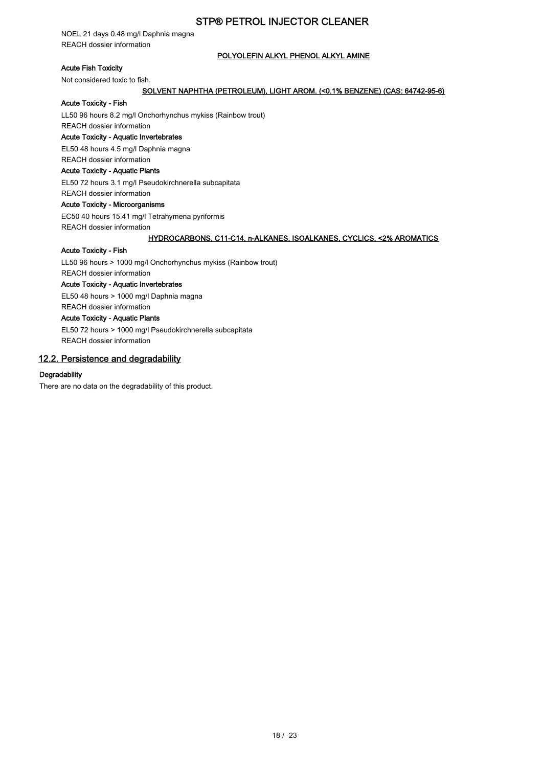NOEL 21 days 0.48 mg/l Daphnia magna

REACH dossier information

**POLYOLEFIN ALKYL PHENOL ALKYL AMINE**

**Acute Fish Toxicity**

Not considered toxic to fish.

**SOLVENT NAPHTHA (PETROLEUM), LIGHT AROM. (<0.1% BENZENE) (CAS: 64742-95-6)**

**Acute Toxicity - Fish**

LL50 96 hours 8.2 mg/l Onchorhynchus mykiss (Rainbow trout)

REACH dossier information

**Acute Toxicity - Aquatic Invertebrates**

EL50 48 hours 4.5 mg/l Daphnia magna

REACH dossier information

**Acute Toxicity - Aquatic Plants**

EL50 72 hours 3.1 mg/l Pseudokirchnerella subcapitata

REACH dossier information

**Acute Toxicity - Microorganisms**

EC50 40 hours 15.41 mg/l Tetrahymena pyriformis

REACH dossier information

**HYDROCARBONS, C11-C14, n-ALKANES, ISOALKANES, CYCLICS, <2% AROMATICS**

**Acute Toxicity - Fish**

LL50 96 hours > 1000 mg/l Onchorhynchus mykiss (Rainbow trout)

REACH dossier information

**Acute Toxicity - Aquatic Invertebrates**

EL50 48 hours > 1000 mg/l Daphnia magna

REACH dossier information

**Acute Toxicity - Aquatic Plants**

EL50 72 hours > 1000 mg/l Pseudokirchnerella subcapitata

REACH dossier information

## 12.2. Persistence and degradability

**Degradability**

There are no data on the degradability of this product.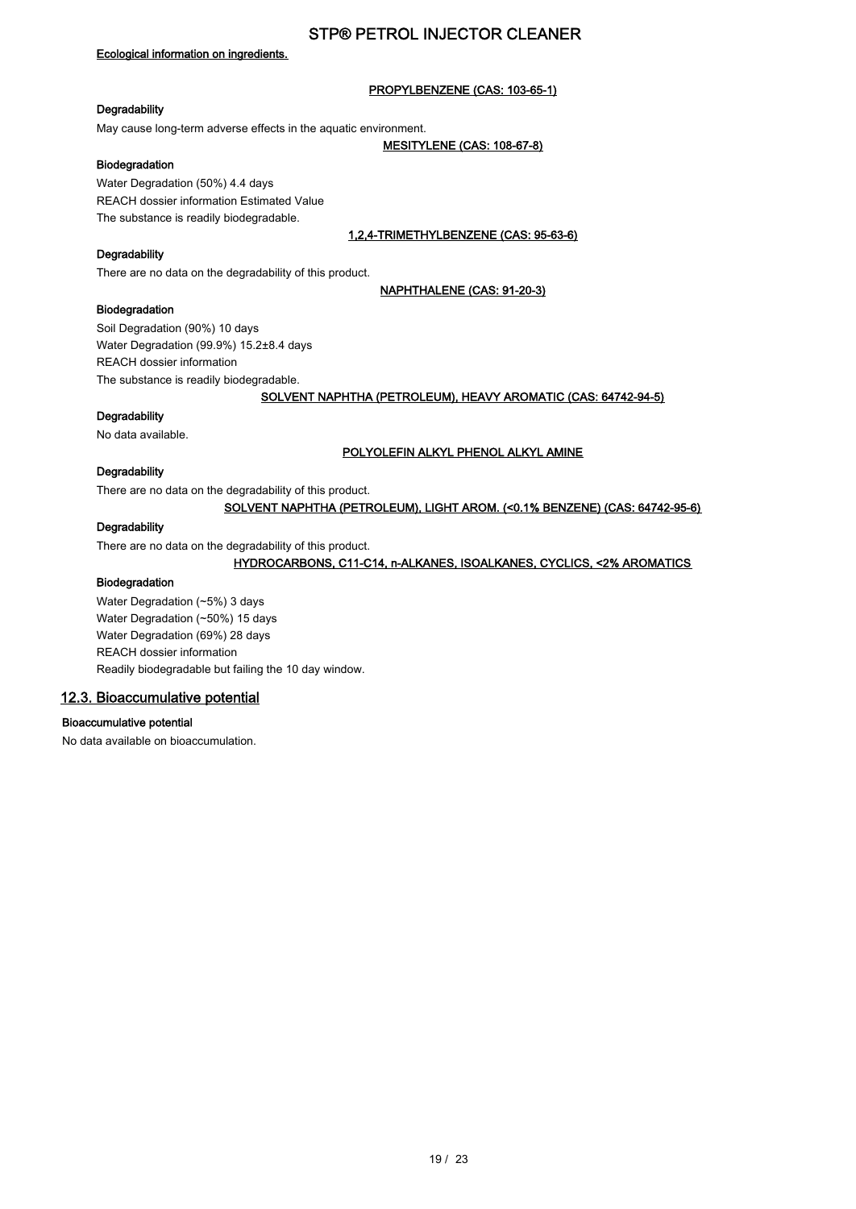**Ecological information on ingredients.**

**PROPYLBENZENE (CAS: 103-65-1)**

**Degradability**

May cause long-term adverse effects in the aquatic environment.

**MESITYLENE (CAS: 108-67-8)**

**Biodegradation**

Water Degradation (50%) 4.4 days

REACH dossier information Estimated Value

The substance is readily biodegradable.

**1,2,4-TRIMETHYLBENZENE (CAS: 95-63-6)**

**Degradability**

There are no data on the degradability of this product.

**NAPHTHALENE (CAS: 91-20-3)**

**Biodegradation**

Soil Degradation (90%) 10 days

Water Degradation (99.9%) 15.2±8.4 days

REACH dossier information

The substance is readily biodegradable.

**SOLVENT NAPHTHA (PETROLEUM), HEAVY AROMATIC (CAS: 64742-94-5)**

**Degradability**

No data available.

**POLYOLEFIN ALKYL PHENOL ALKYL AMINE**

**Degradability**

There are no data on the degradability of this product.

**SOLVENT NAPHTHA (PETROLEUM), LIGHT AROM. (<0.1% BENZENE) (CAS: 64742-95-6)**

**Degradability**

There are no data on the degradability of this product.

**HYDROCARBONS, C11-C14, n-ALKANES, ISOALKANES, CYCLICS, <2% AROMATICS**

**Biodegradation**

Water Degradation (~5%) 3 days

Water Degradation (~50%) 15 days

Water Degradation (69%) 28 days

REACH dossier information

Readily biodegradable but failing the 10 day window.

## 12.3. Bioaccumulative potential

**Bioaccumulative potential**

No data available on bioaccumulation.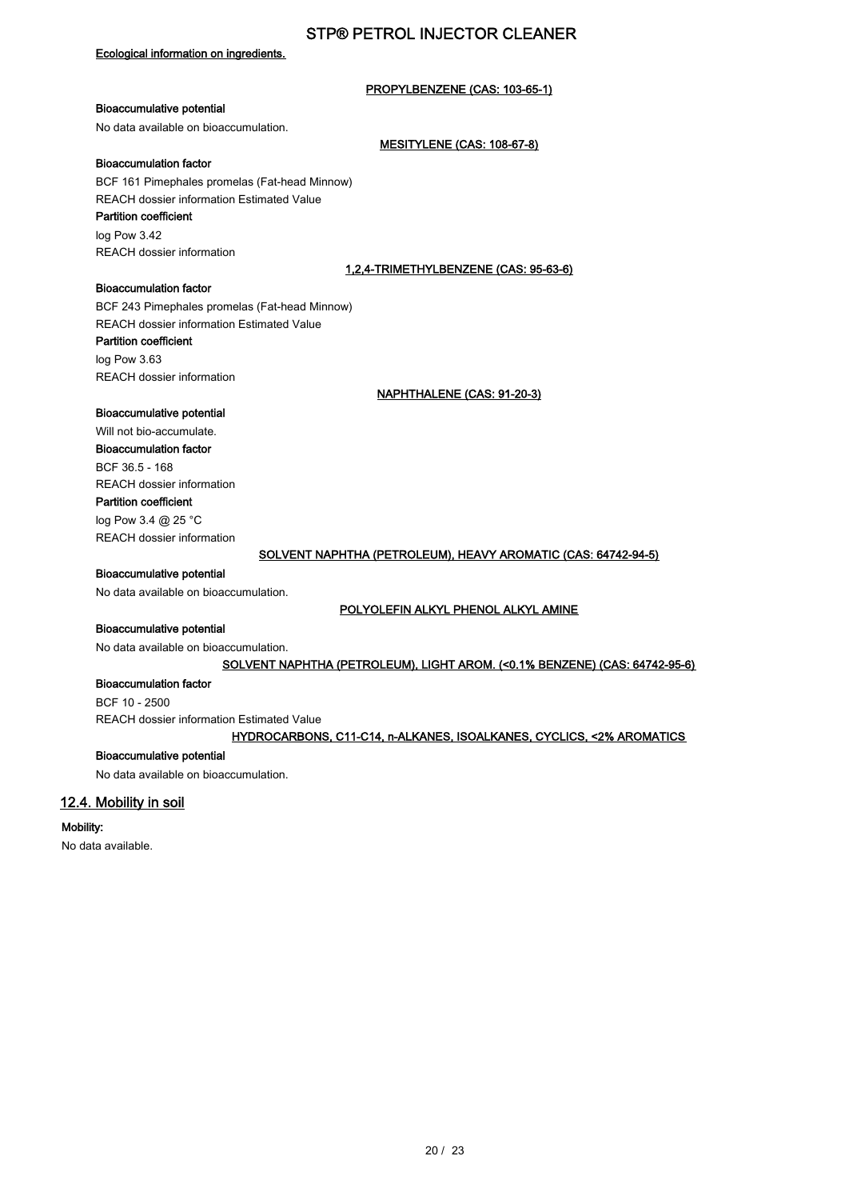**Ecological information on ingredients.**

**PROPYLBENZENE (CAS: 103-65-1)**

**Bioaccumulative potential**

No data available on bioaccumulation.

**MESITYLENE (CAS: 108-67-8)**

**Bioaccumulation factor**

BCF 161 Pimephales promelas (Fat-head Minnow)
REACH dossier information Estimated Value

**Partition coefficient**

log Pow 3.42
REACH dossier information

**1,2,4-TRIMETHYLBENZENE (CAS: 95-63-6)**

**Bioaccumulation factor**

BCF 243 Pimephales promelas (Fat-head Minnow)
REACH dossier information Estimated Value

**Partition coefficient**

log Pow 3.63
REACH dossier information

**NAPHTHALENE (CAS: 91-20-3)**

**Bioaccumulative potential**

Will not bio-accumulate.

**Bioaccumulation factor**

BCF 36.5 - 168
REACH dossier information

**Partition coefficient**

log Pow 3.4 @ 25 °C
REACH dossier information

**SOLVENT NAPHTHA (PETROLEUM), HEAVY AROMATIC (CAS: 64742-94-5)**

**Bioaccumulative potential**

No data available on bioaccumulation.

**POLYOLEFIN ALKYL PHENOL ALKYL AMINE**

**Bioaccumulative potential**

No data available on bioaccumulation.

**SOLVENT NAPHTHA (PETROLEUM), LIGHT AROM. (<0.1% BENZENE) (CAS: 64742-95-6)**

**Bioaccumulation factor**

BCF 10 - 2500
REACH dossier information Estimated Value

**HYDROCARBONS, C11-C14, n-ALKANES, ISOALKANES, CYCLICS, <2% AROMATICS**

**Bioaccumulative potential**

No data available on bioaccumulation.

## 12.4. Mobility in soil

**Mobility:**

No data available.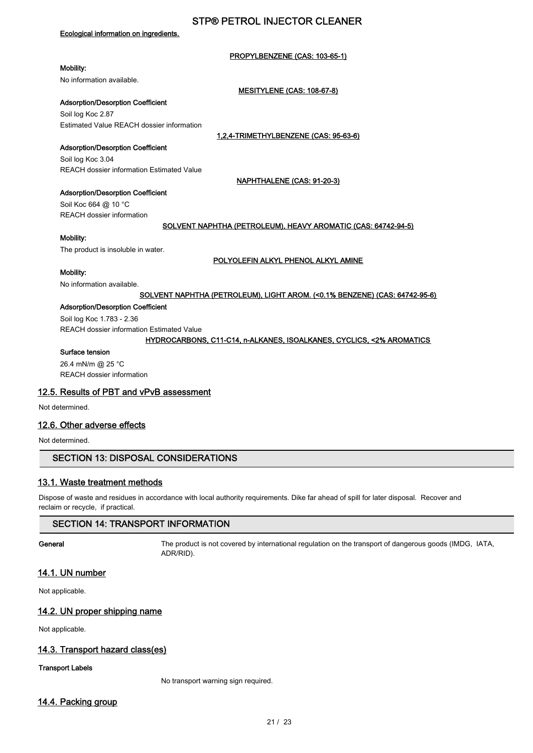**Ecological information on ingredients.**

**PROPYLBENZENE (CAS: 103-65-1)**

**Mobility:**

No information available.

**MESITYLENE (CAS: 108-67-8)**

**Adsorption/Desorption Coefficient**

Soil log Koc 2.87

Estimated Value REACH dossier information

**1,2,4-TRIMETHYLBENZENE (CAS: 95-63-6)**

**Adsorption/Desorption Coefficient**

Soil log Koc 3.04

REACH dossier information Estimated Value

**NAPHTHALENE (CAS: 91-20-3)**

**Adsorption/Desorption Coefficient**

Soil Koc 664 @ 10 °C

REACH dossier information

**SOLVENT NAPHTHA (PETROLEUM), HEAVY AROMATIC (CAS: 64742-94-5)**

**Mobility:**

The product is insoluble in water.

**POLYOLEFIN ALKYL PHENOL ALKYL AMINE**

**Mobility:**

No information available.

**SOLVENT NAPHTHA (PETROLEUM), LIGHT AROM. (<0.1% BENZENE) (CAS: 64742-95-6)**

**Adsorption/Desorption Coefficient**

Soil log Koc 1.783 - 2.36

REACH dossier information Estimated Value

**HYDROCARBONS, C11-C14, n-ALKANES, ISOALKANES, CYCLICS, <2% AROMATICS**

**Surface tension**

26.4 mN/m @ 25 °C

REACH dossier information

### 12.5. Results of PBT and vPvB assessment

Not determined.

### 12.6. Other adverse effects

Not determined.

## SECTION 13: DISPOSAL CONSIDERATIONS

### 13.1. Waste treatment methods

Dispose of waste and residues in accordance with local authority requirements. Dike far ahead of spill for later disposal. Recover and reclaim or recycle, if practical.

## SECTION 14: TRANSPORT INFORMATION

**General** The product is not covered by international regulation on the transport of dangerous goods (IMDG, IATA, ADR/RID).

### 14.1. UN number

Not applicable.

### 14.2. UN proper shipping name

Not applicable.

### 14.3. Transport hazard class(es)

**Transport Labels**

No transport warning sign required.

### 14.4. Packing group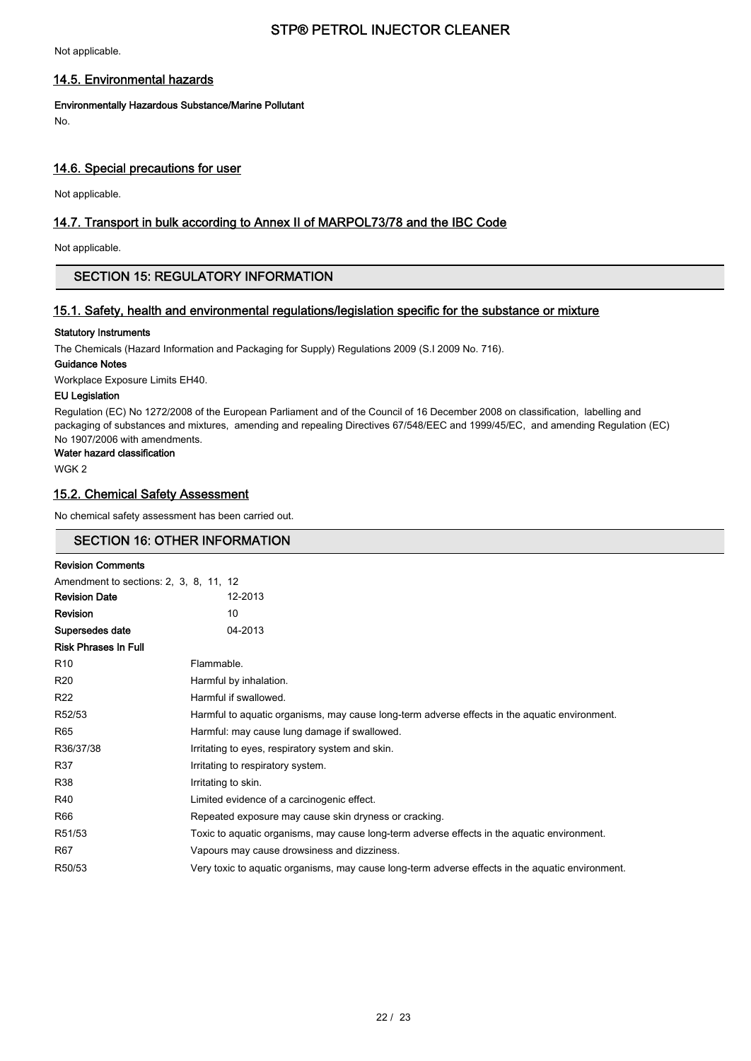Not applicable.

### 14.5. Environmental hazards

**Environmentally Hazardous Substance/Marine Pollutant**

No.

### 14.6. Special precautions for user

Not applicable.

### 14.7. Transport in bulk according to Annex II of MARPOL73/78 and the IBC Code

Not applicable.

## SECTION 15: REGULATORY INFORMATION

### 15.1. Safety, health and environmental regulations/legislation specific for the substance or mixture

**Statutory Instruments**

The Chemicals (Hazard Information and Packaging for Supply) Regulations 2009 (S.I 2009 No. 716).

**Guidance Notes**

Workplace Exposure Limits EH40.

**EU Legislation**

Regulation (EC) No 1272/2008 of the European Parliament and of the Council of 16 December 2008 on classification, labelling and packaging of substances and mixtures, amending and repealing Directives 67/548/EEC and 1999/45/EC, and amending Regulation (EC) No 1907/2006 with amendments.

**Water hazard classification**

WGK 2

### 15.2. Chemical Safety Assessment

No chemical safety assessment has been carried out.

## SECTION 16: OTHER INFORMATION

**Revision Comments**

Amendment to sections: 2, 3, 8, 11, 12

| | |
|---|---|
| **Revision Date** | 12-2013 |
| **Revision** | 10 |
| **Supersedes date** | 04-2013 |

**Risk Phrases In Full**

| | |
|---|---|
| R10 | Flammable. |
| R20 | Harmful by inhalation. |
| R22 | Harmful if swallowed. |
| R52/53 | Harmful to aquatic organisms, may cause long-term adverse effects in the aquatic environment. |
| R65 | Harmful: may cause lung damage if swallowed. |
| R36/37/38 | Irritating to eyes, respiratory system and skin. |
| R37 | Irritating to respiratory system. |
| R38 | Irritating to skin. |
| R40 | Limited evidence of a carcinogenic effect. |
| R66 | Repeated exposure may cause skin dryness or cracking. |
| R51/53 | Toxic to aquatic organisms, may cause long-term adverse effects in the aquatic environment. |
| R67 | Vapours may cause drowsiness and dizziness. |
| R50/53 | Very toxic to aquatic organisms, may cause long-term adverse effects in the aquatic environment. |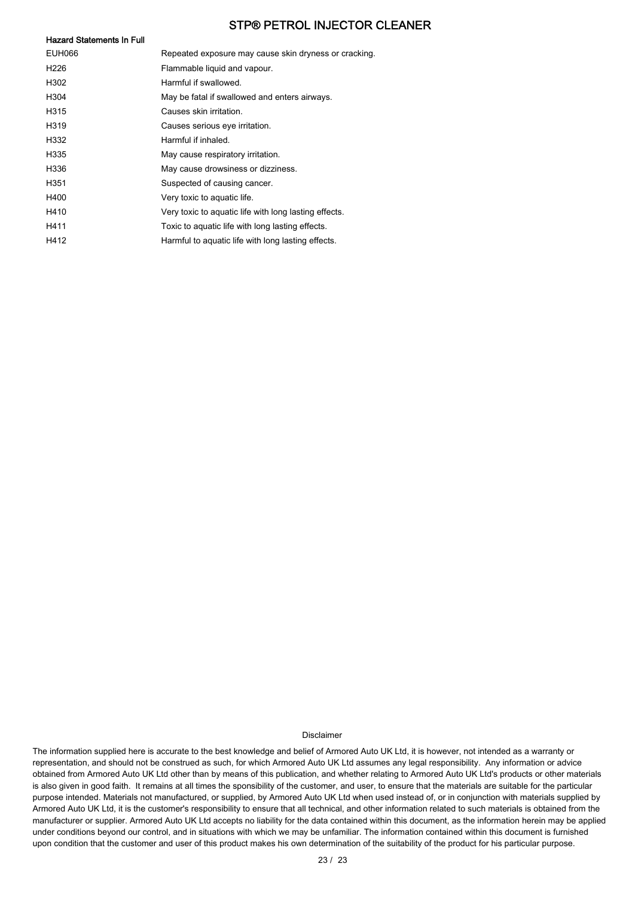### Hazard Statements In Full

| | |
|---|---|
| EUH066 | Repeated exposure may cause skin dryness or cracking. |
| H226 | Flammable liquid and vapour. |
| H302 | Harmful if swallowed. |
| H304 | May be fatal if swallowed and enters airways. |
| H315 | Causes skin irritation. |
| H319 | Causes serious eye irritation. |
| H332 | Harmful if inhaled. |
| H335 | May cause respiratory irritation. |
| H336 | May cause drowsiness or dizziness. |
| H351 | Suspected of causing cancer. |
| H400 | Very toxic to aquatic life. |
| H410 | Very toxic to aquatic life with long lasting effects. |
| H411 | Toxic to aquatic life with long lasting effects. |
| H412 | Harmful to aquatic life with long lasting effects. |

Disclaimer

The information supplied here is accurate to the best knowledge and belief of Armored Auto UK Ltd, it is however, not intended as a warranty or representation, and should not be construed as such, for which Armored Auto UK Ltd assumes any legal responsibility. Any information or advice obtained from Armored Auto UK Ltd other than by means of this publication, and whether relating to Armored Auto UK Ltd's products or other materials is also given in good faith. It remains at all times the sponsibility of the customer, and user, to ensure that the materials are suitable for the particular purpose intended. Materials not manufactured, or supplied, by Armored Auto UK Ltd when used instead of, or in conjunction with materials supplied by Armored Auto UK Ltd, it is the customer's responsibility to ensure that all technical, and other information related to such materials is obtained from the manufacturer or supplier. Armored Auto UK Ltd accepts no liability for the data contained within this document, as the information herein may be applied under conditions beyond our control, and in situations with which we may be unfamiliar. The information contained within this document is furnished upon condition that the customer and user of this product makes his own determination of the suitability of the product for his particular purpose.